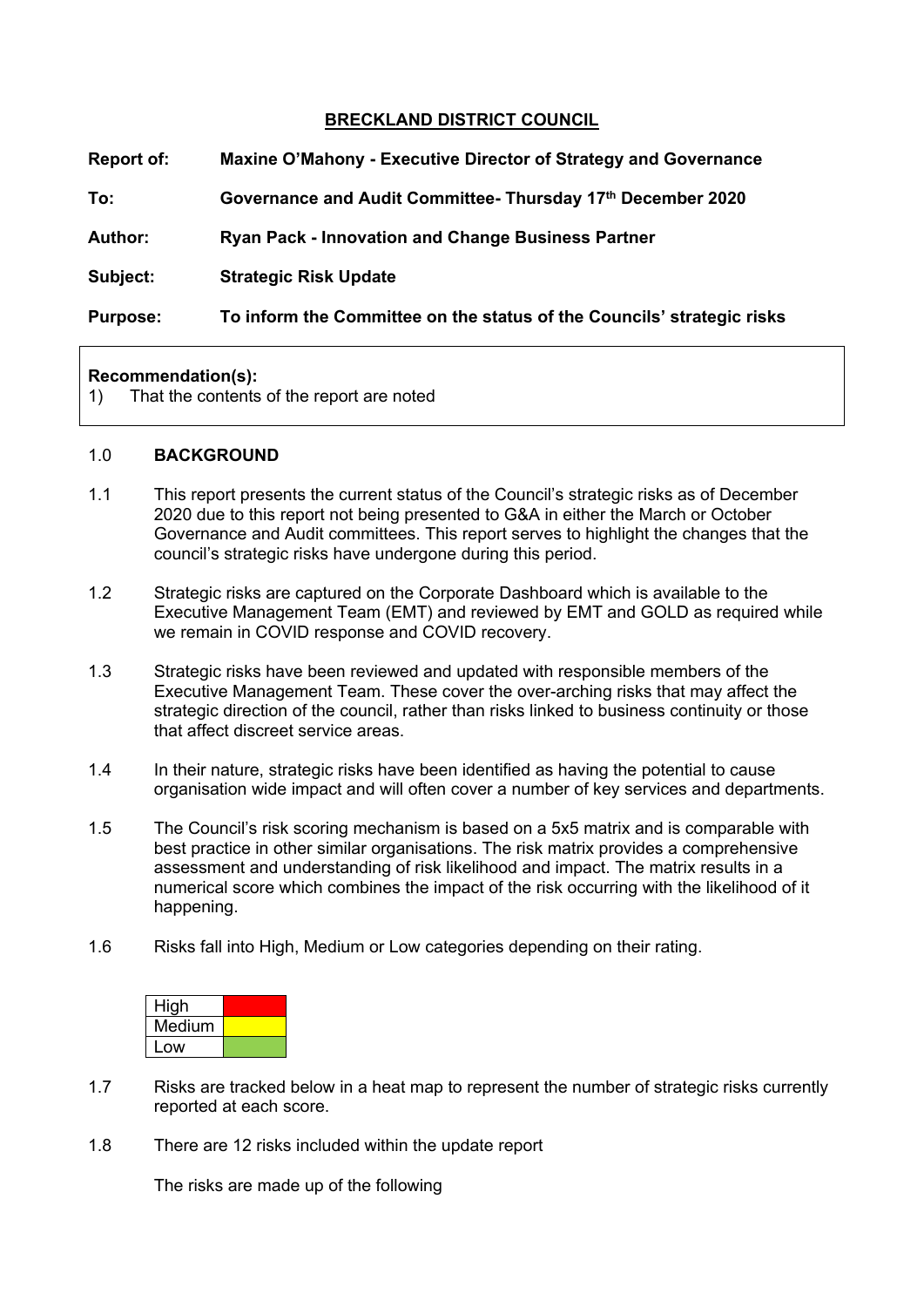**BRECKLAND DISTRICT COUNCIL**

| | |
|---|---|
| **Report of:** | **Maxine O'Mahony - Executive Director of Strategy and Governance** |
| **To:** | **Governance and Audit Committee- Thursday 17th December 2020** |
| **Author:** | **Ryan Pack - Innovation and Change Business Partner** |
| **Subject:** | **Strategic Risk Update** |
| **Purpose:** | **To inform the Committee on the status of the Councils' strategic risks** |

**Recommendation(s):**

1) That the contents of the report are noted

## 1.0 BACKGROUND

1.1 This report presents the current status of the Council's strategic risks as of December 2020 due to this report not being presented to G&A in either the March or October Governance and Audit committees. This report serves to highlight the changes that the council's strategic risks have undergone during this period.

1.2 Strategic risks are captured on the Corporate Dashboard which is available to the Executive Management Team (EMT) and reviewed by EMT and GOLD as required while we remain in COVID response and COVID recovery.

1.3 Strategic risks have been reviewed and updated with responsible members of the Executive Management Team. These cover the over-arching risks that may affect the strategic direction of the council, rather than risks linked to business continuity or those that affect discreet service areas.

1.4 In their nature, strategic risks have been identified as having the potential to cause organisation wide impact and will often cover a number of key services and departments.

1.5 The Council's risk scoring mechanism is based on a 5x5 matrix and is comparable with best practice in other similar organisations. The risk matrix provides a comprehensive assessment and understanding of risk likelihood and impact. The matrix results in a numerical score which combines the impact of the risk occurring with the likelihood of it happening.

1.6 Risks fall into High, Medium or Low categories depending on their rating.

| | |
|---|---|
| High | (red) |
| Medium | (yellow) |
| Low | (green) |

1.7 Risks are tracked below in a heat map to represent the number of strategic risks currently reported at each score.

1.8 There are 12 risks included within the update report

The risks are made up of the following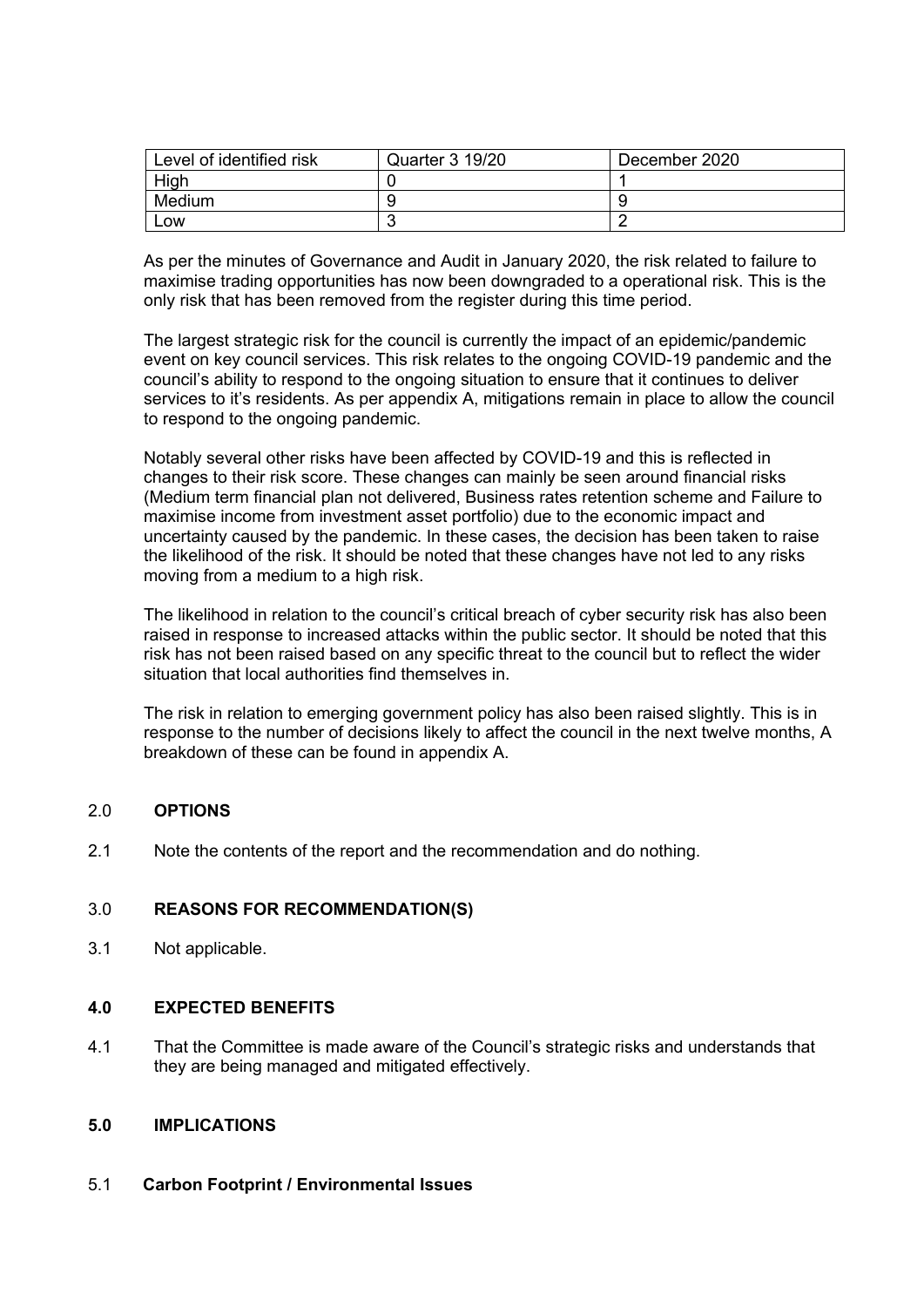| Level of identified risk | Quarter 3 19/20 | December 2020 |
| --- | --- | --- |
| High | 0 | 1 |
| Medium | 9 | 9 |
| Low | 3 | 2 |

As per the minutes of Governance and Audit in January 2020, the risk related to failure to maximise trading opportunities has now been downgraded to a operational risk. This is the only risk that has been removed from the register during this time period.

The largest strategic risk for the council is currently the impact of an epidemic/pandemic event on key council services. This risk relates to the ongoing COVID-19 pandemic and the council's ability to respond to the ongoing situation to ensure that it continues to deliver services to it's residents. As per appendix A, mitigations remain in place to allow the council to respond to the ongoing pandemic.

Notably several other risks have been affected by COVID-19 and this is reflected in changes to their risk score. These changes can mainly be seen around financial risks (Medium term financial plan not delivered, Business rates retention scheme and Failure to maximise income from investment asset portfolio) due to the economic impact and uncertainty caused by the pandemic. In these cases, the decision has been taken to raise the likelihood of the risk. It should be noted that these changes have not led to any risks moving from a medium to a high risk.

The likelihood in relation to the council's critical breach of cyber security risk has also been raised in response to increased attacks within the public sector. It should be noted that this risk has not been raised based on any specific threat to the council but to reflect the wider situation that local authorities find themselves in.

The risk in relation to emerging government policy has also been raised slightly. This is in response to the number of decisions likely to affect the council in the next twelve months, A breakdown of these can be found in appendix A.

## 2.0 OPTIONS

2.1 Note the contents of the report and the recommendation and do nothing.

## 3.0 REASONS FOR RECOMMENDATION(S)

3.1 Not applicable.

## 4.0 EXPECTED BENEFITS

4.1 That the Committee is made aware of the Council's strategic risks and understands that they are being managed and mitigated effectively.

## 5.0 IMPLICATIONS

### 5.1 Carbon Footprint / Environmental Issues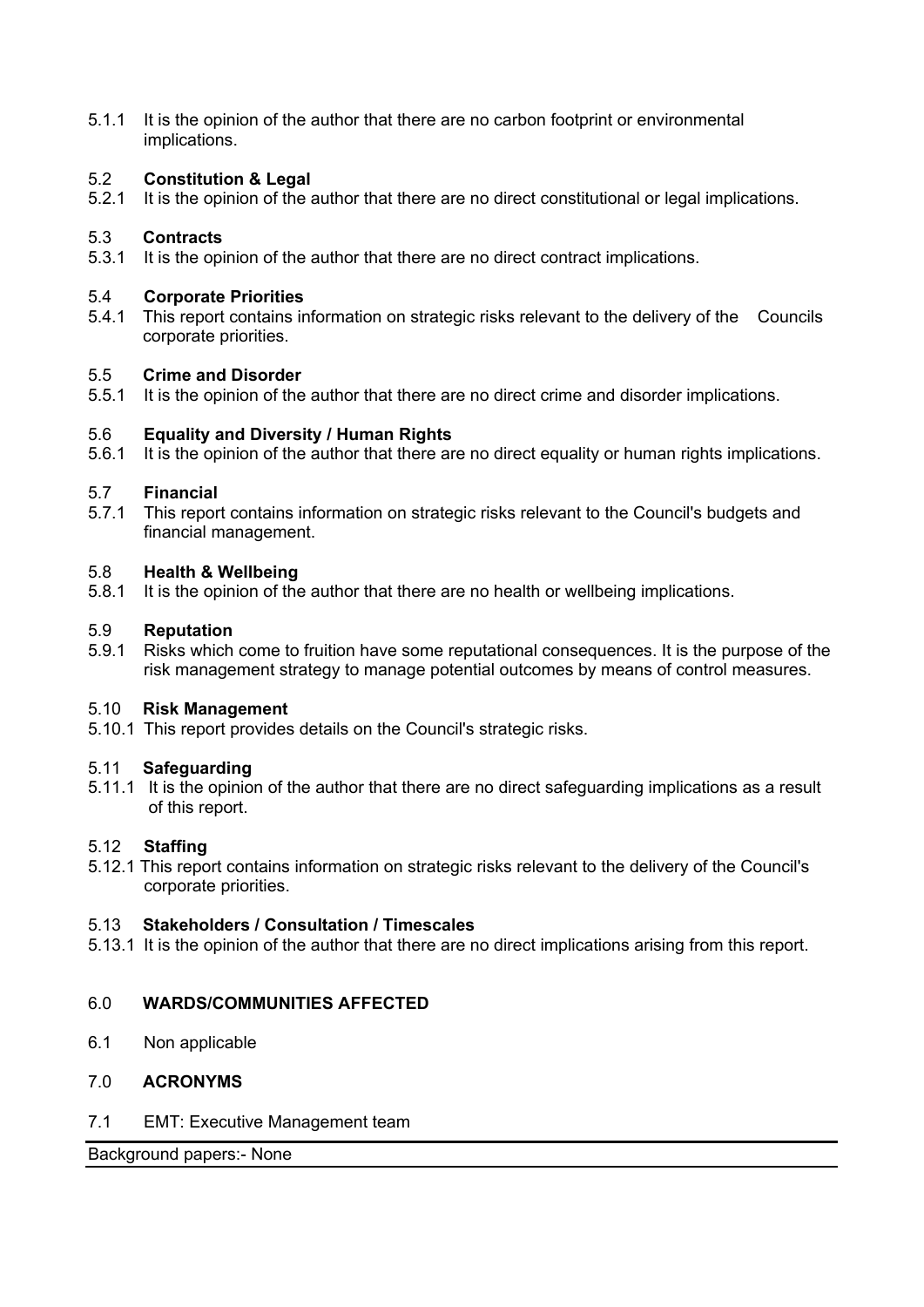5.1.1 It is the opinion of the author that there are no carbon footprint or environmental implications.

### 5.2 Constitution & Legal

5.2.1 It is the opinion of the author that there are no direct constitutional or legal implications.

### 5.3 Contracts

5.3.1 It is the opinion of the author that there are no direct contract implications.

### 5.4 Corporate Priorities

5.4.1 This report contains information on strategic risks relevant to the delivery of the Councils corporate priorities.

### 5.5 Crime and Disorder

5.5.1 It is the opinion of the author that there are no direct crime and disorder implications.

### 5.6 Equality and Diversity / Human Rights

5.6.1 It is the opinion of the author that there are no direct equality or human rights implications.

### 5.7 Financial

5.7.1 This report contains information on strategic risks relevant to the Council's budgets and financial management.

### 5.8 Health & Wellbeing

5.8.1 It is the opinion of the author that there are no health or wellbeing implications.

### 5.9 Reputation

5.9.1 Risks which come to fruition have some reputational consequences. It is the purpose of the risk management strategy to manage potential outcomes by means of control measures.

### 5.10 Risk Management

5.10.1 This report provides details on the Council's strategic risks.

### 5.11 Safeguarding

5.11.1 It is the opinion of the author that there are no direct safeguarding implications as a result of this report.

### 5.12 Staffing

5.12.1 This report contains information on strategic risks relevant to the delivery of the Council's corporate priorities.

### 5.13 Stakeholders / Consultation / Timescales

5.13.1 It is the opinion of the author that there are no direct implications arising from this report.

## 6.0 WARDS/COMMUNITIES AFFECTED

6.1 Non applicable

## 7.0 ACRONYMS

7.1 EMT: Executive Management team

Background papers:- None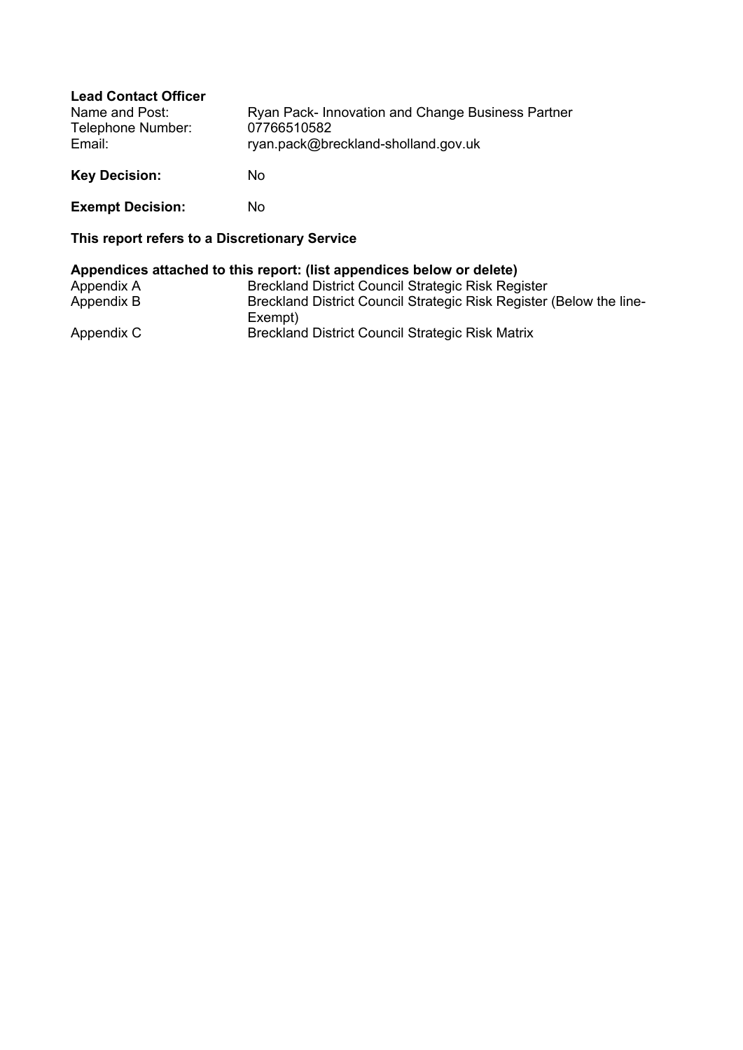**Lead Contact Officer**

| | |
|---|---|
| Name and Post: | Ryan Pack- Innovation and Change Business Partner |
| Telephone Number: | 07766510582 |
| Email: | ryan.pack@breckland-sholland.gov.uk |

**Key Decision:** No

**Exempt Decision:** No

**This report refers to a Discretionary Service**

**Appendices attached to this report: (list appendices below or delete)**

| | |
|---|---|
| Appendix A | Breckland District Council Strategic Risk Register |
| Appendix B | Breckland District Council Strategic Risk Register (Below the line- Exempt) |
| Appendix C | Breckland District Council Strategic Risk Matrix |